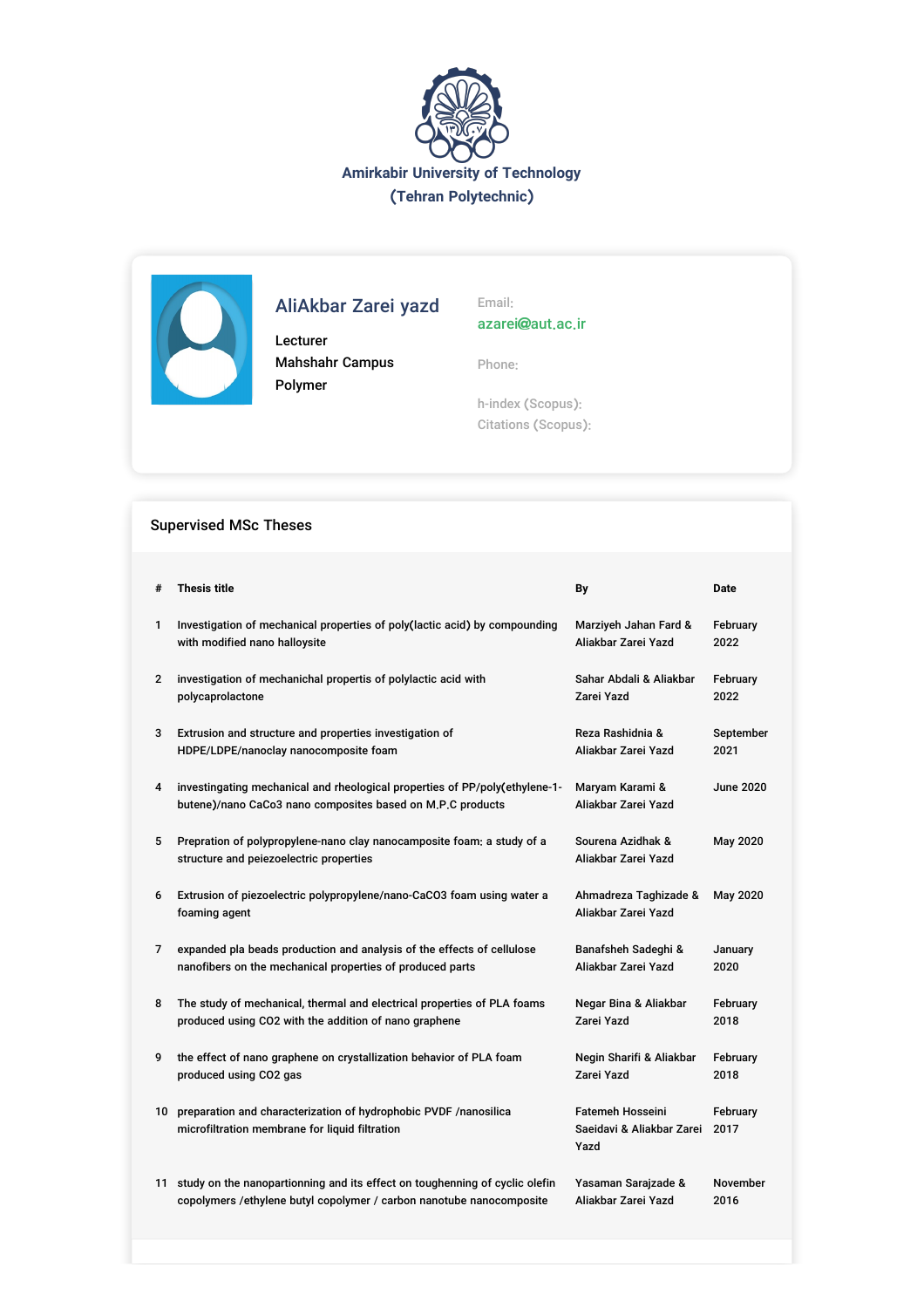# Amirkabir University of Technology
## (Tehran Polytechnic)

## AliAkbar Zarei yazd

Lecturer
Mahshahr Campus
Polymer

Email:
azarei@aut.ac.ir

Phone:

h-index (Scopus):
Citations (Scopus):

## Supervised MSc Theses

| # | Thesis title | By | Date |
|---|---|---|---|
| 1 | Investigation of mechanical properties of poly(lactic acid) by compounding with modified nano halloysite | Marziyeh Jahan Fard & Aliakbar Zarei Yazd | February 2022 |
| 2 | investigation of mechanichal propertis of polylactic acid with polycaprolactone | Sahar Abdali & Aliakbar Zarei Yazd | February 2022 |
| 3 | Extrusion and structure and properties investigation of HDPE/LDPE/nanoclay nanocomposite foam | Reza Rashidnia & Aliakbar Zarei Yazd | September 2021 |
| 4 | investingating mechanical and rheological properties of PP/poly(ethylene-1-butene)/nano CaCo3 nano composites based on M.P.C products | Maryam Karami & Aliakbar Zarei Yazd | June 2020 |
| 5 | Prepration of polypropylene-nano clay nanocamposite foam: a study of a structure and peiezoelectric properties | Sourena Azidhak & Aliakbar Zarei Yazd | May 2020 |
| 6 | Extrusion of piezoelectric polypropylene/nano-CaCO3 foam using water a foaming agent | Ahmadreza Taghizade & Aliakbar Zarei Yazd | May 2020 |
| 7 | expanded pla beads production and analysis of the effects of cellulose nanofibers on the mechanical properties of produced parts | Banafsheh Sadeghi & Aliakbar Zarei Yazd | January 2020 |
| 8 | The study of mechanical, thermal and electrical properties of PLA foams produced using CO2 with the addition of nano graphene | Negar Bina & Aliakbar Zarei Yazd | February 2018 |
| 9 | the effect of nano graphene on crystallization behavior of PLA foam produced using CO2 gas | Negin Sharifi & Aliakbar Zarei Yazd | February 2018 |
| 10 | preparation and characterization of hydrophobic PVDF /nanosilica microfiltration membrane for liquid filtration | Fatemeh Hosseini Saeidavi & Aliakbar Zarei Yazd | February 2017 |
| 11 | study on the nanopartionning and its effect on toughenning of cyclic olefin copolymers /ethylene butyl copolymer / carbon nanotube nanocomposite | Yasaman Sarajzade & Aliakbar Zarei Yazd | November 2016 |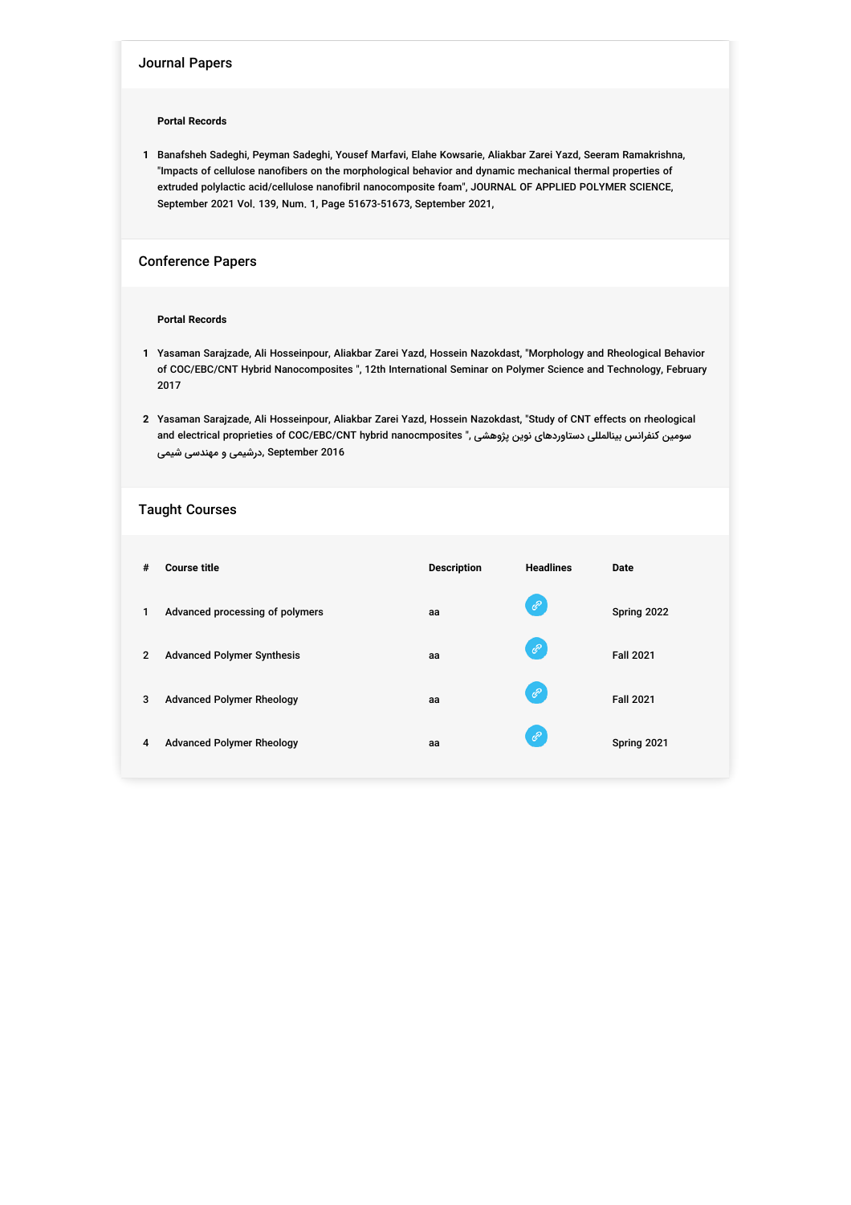## Journal Papers

**Portal Records**

1. Banafsheh Sadeghi, Peyman Sadeghi, Yousef Marfavi, Elahe Kowsarie, Aliakbar Zarei Yazd, Seeram Ramakrishna, "Impacts of cellulose nanofibers on the morphological behavior and dynamic mechanical thermal properties of extruded polylactic acid/cellulose nanofibril nanocomposite foam", JOURNAL OF APPLIED POLYMER SCIENCE, September 2021 Vol. 139, Num. 1, Page 51673-51673, September 2021,

## Conference Papers

**Portal Records**

1. Yasaman Sarajzade, Ali Hosseinpour, Aliakbar Zarei Yazd, Hossein Nazokdast, "Morphology and Rheological Behavior of COC/EBC/CNT Hybrid Nanocomposites ", 12th International Seminar on Polymer Science and Technology, February 2017
2. Yasaman Sarajzade, Ali Hosseinpour, Aliakbar Zarei Yazd, Hossein Nazokdast, "Study of CNT effects on rheological and electrical proprieties of COC/EBC/CNT hybrid nanocmposites ", سومین کنفرانس بینالمللی دستاوردهای نوین پژوهشی درشیمی و مهندسی شیمی, September 2016

## Taught Courses

| # | Course title | Description | Headlines | Date |
|---|---|---|---|---|
| 1 | Advanced processing of polymers | aa | | Spring 2022 |
| 2 | Advanced Polymer Synthesis | aa | | Fall 2021 |
| 3 | Advanced Polymer Rheology | aa | | Fall 2021 |
| 4 | Advanced Polymer Rheology | aa | | Spring 2021 |